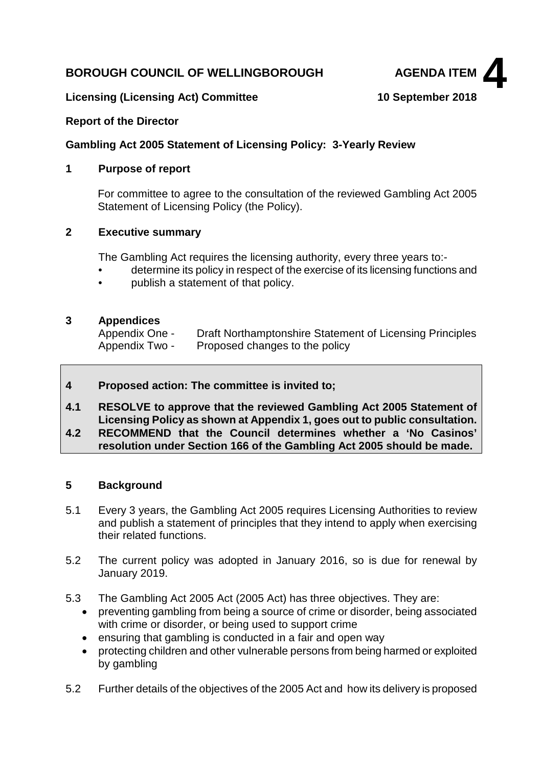**BOROUGH COUNCIL OF WELLINGBOROUGH** **AGENDA ITEM 4**

**Licensing (Licensing Act) Committee** **10 September 2018**

**Report of the Director**

**Gambling Act 2005 Statement of Licensing Policy: 3-Yearly Review**

## 1 Purpose of report

For committee to agree to the consultation of the reviewed Gambling Act 2005 Statement of Licensing Policy (the Policy).

## 2 Executive summary

The Gambling Act requires the licensing authority, every three years to:-

- determine its policy in respect of the exercise of its licensing functions and
- publish a statement of that policy.

## 3 Appendices

Appendix One - Draft Northamptonshire Statement of Licensing Principles
Appendix Two - Proposed changes to the policy

**4 Proposed action: The committee is invited to;**

**4.1 RESOLVE to approve that the reviewed Gambling Act 2005 Statement of Licensing Policy as shown at Appendix 1, goes out to public consultation.**

**4.2 RECOMMEND that the Council determines whether a 'No Casinos' resolution under Section 166 of the Gambling Act 2005 should be made.**

## 5 Background

5.1 Every 3 years, the Gambling Act 2005 requires Licensing Authorities to review and publish a statement of principles that they intend to apply when exercising their related functions.

5.2 The current policy was adopted in January 2016, so is due for renewal by January 2019.

5.3 The Gambling Act 2005 Act (2005 Act) has three objectives. They are:

- preventing gambling from being a source of crime or disorder, being associated with crime or disorder, or being used to support crime
- ensuring that gambling is conducted in a fair and open way
- protecting children and other vulnerable persons from being harmed or exploited by gambling

5.2 Further details of the objectives of the 2005 Act and how its delivery is proposed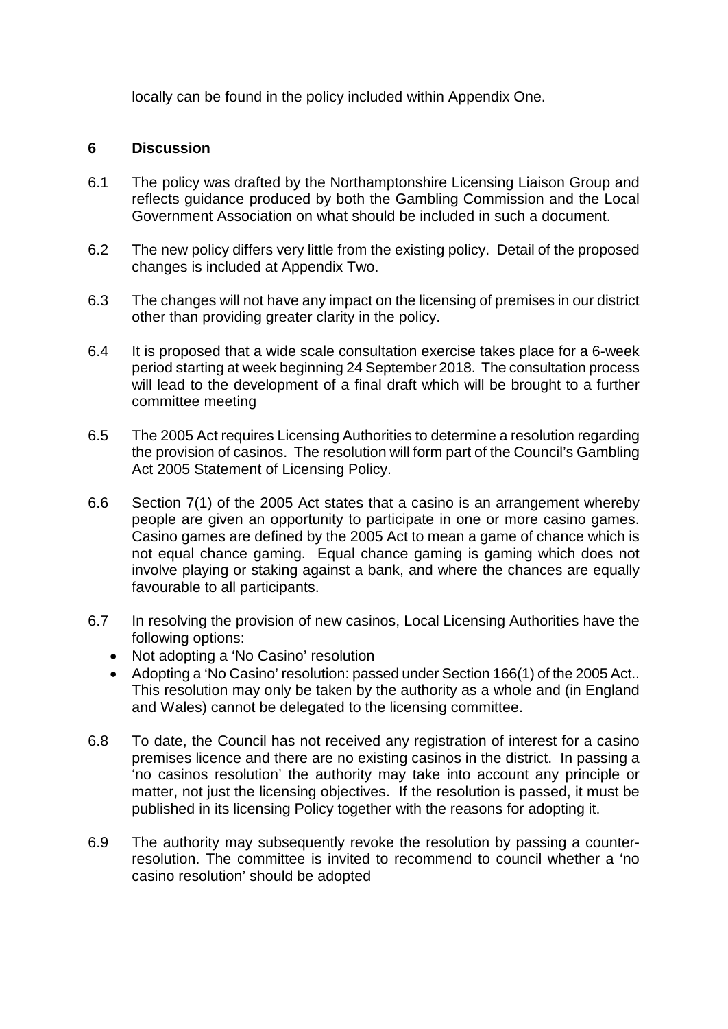locally can be found in the policy included within Appendix One.

## 6 Discussion

6.1 The policy was drafted by the Northamptonshire Licensing Liaison Group and reflects guidance produced by both the Gambling Commission and the Local Government Association on what should be included in such a document.

6.2 The new policy differs very little from the existing policy. Detail of the proposed changes is included at Appendix Two.

6.3 The changes will not have any impact on the licensing of premises in our district other than providing greater clarity in the policy.

6.4 It is proposed that a wide scale consultation exercise takes place for a 6-week period starting at week beginning 24 September 2018. The consultation process will lead to the development of a final draft which will be brought to a further committee meeting

6.5 The 2005 Act requires Licensing Authorities to determine a resolution regarding the provision of casinos. The resolution will form part of the Council's Gambling Act 2005 Statement of Licensing Policy.

6.6 Section 7(1) of the 2005 Act states that a casino is an arrangement whereby people are given an opportunity to participate in one or more casino games. Casino games are defined by the 2005 Act to mean a game of chance which is not equal chance gaming. Equal chance gaming is gaming which does not involve playing or staking against a bank, and where the chances are equally favourable to all participants.

6.7 In resolving the provision of new casinos, Local Licensing Authorities have the following options:

- Not adopting a 'No Casino' resolution
- Adopting a 'No Casino' resolution: passed under Section 166(1) of the 2005 Act.. This resolution may only be taken by the authority as a whole and (in England and Wales) cannot be delegated to the licensing committee.

6.8 To date, the Council has not received any registration of interest for a casino premises licence and there are no existing casinos in the district. In passing a 'no casinos resolution' the authority may take into account any principle or matter, not just the licensing objectives. If the resolution is passed, it must be published in its licensing Policy together with the reasons for adopting it.

6.9 The authority may subsequently revoke the resolution by passing a counter-resolution. The committee is invited to recommend to council whether a 'no casino resolution' should be adopted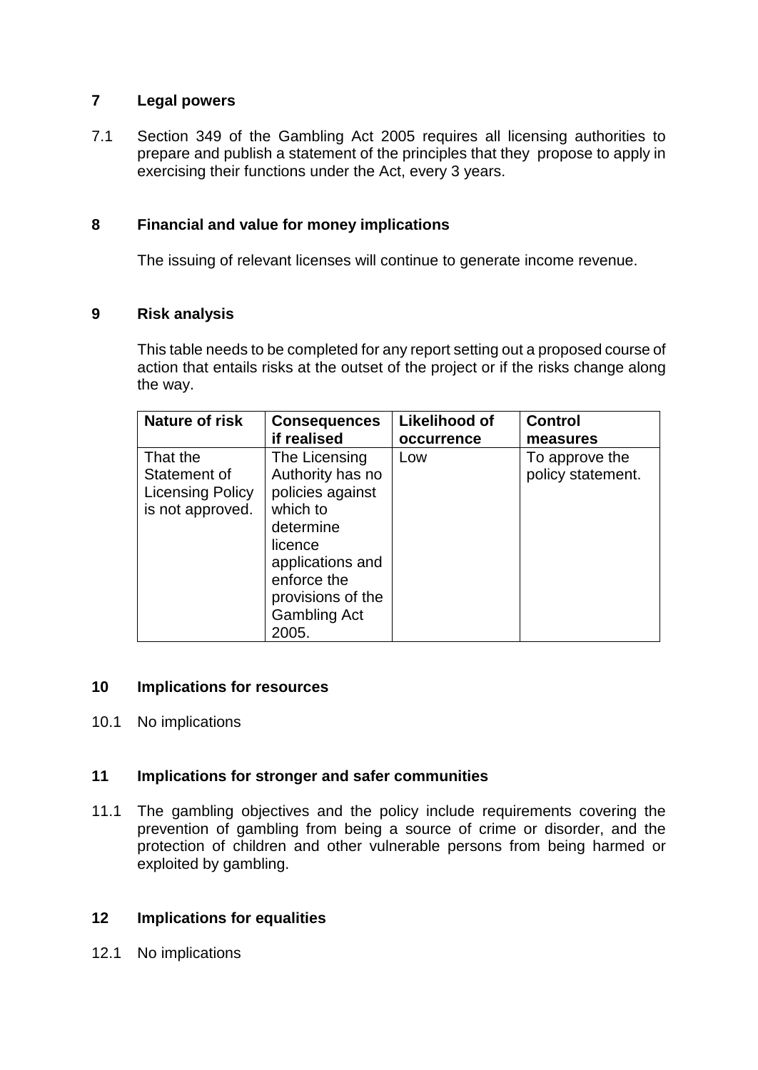## 7 Legal powers

7.1 Section 349 of the Gambling Act 2005 requires all licensing authorities to prepare and publish a statement of the principles that they propose to apply in exercising their functions under the Act, every 3 years.

## 8 Financial and value for money implications

The issuing of relevant licenses will continue to generate income revenue.

## 9 Risk analysis

This table needs to be completed for any report setting out a proposed course of action that entails risks at the outset of the project or if the risks change along the way.

| Nature of risk | Consequences if realised | Likelihood of occurrence | Control measures |
|---|---|---|---|
| That the Statement of Licensing Policy is not approved. | The Licensing Authority has no policies against which to determine licence applications and enforce the provisions of the Gambling Act 2005. | Low | To approve the policy statement. |

## 10 Implications for resources

10.1 No implications

## 11 Implications for stronger and safer communities

11.1 The gambling objectives and the policy include requirements covering the prevention of gambling from being a source of crime or disorder, and the protection of children and other vulnerable persons from being harmed or exploited by gambling.

## 12 Implications for equalities

12.1 No implications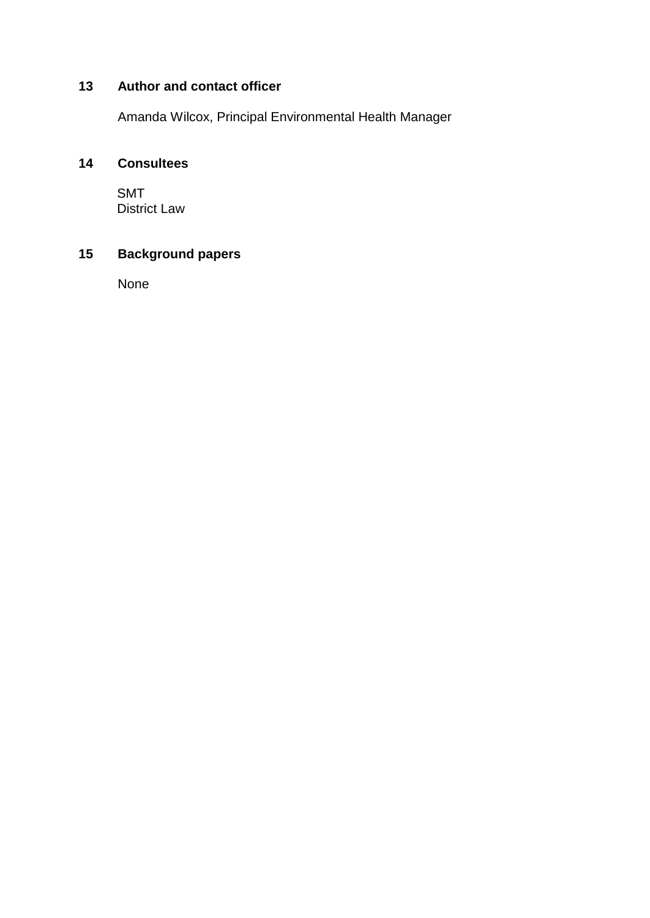## 13 Author and contact officer

Amanda Wilcox, Principal Environmental Health Manager

## 14 Consultees

SMT
District Law

## 15 Background papers

None